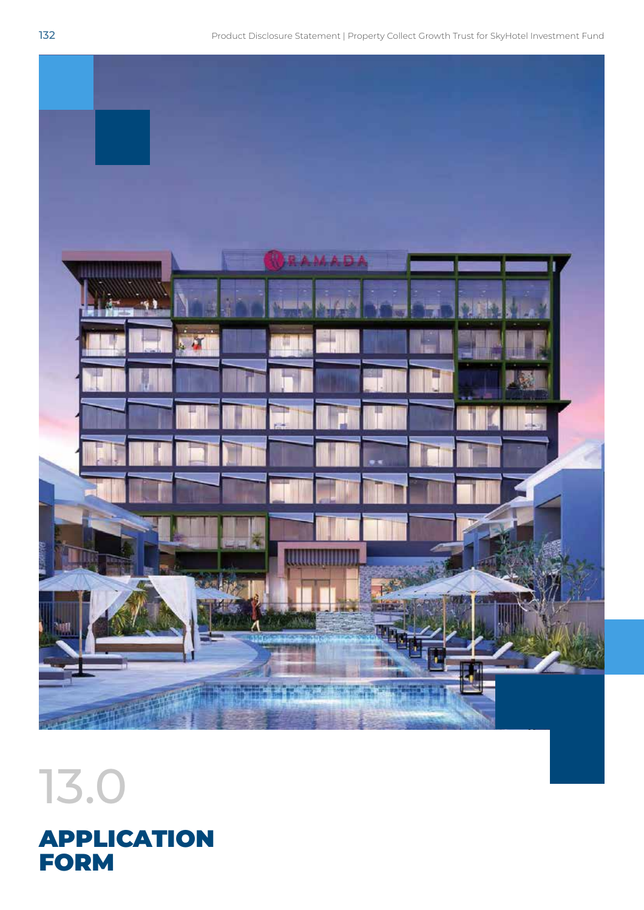# 13.0

# APPLICATION FORM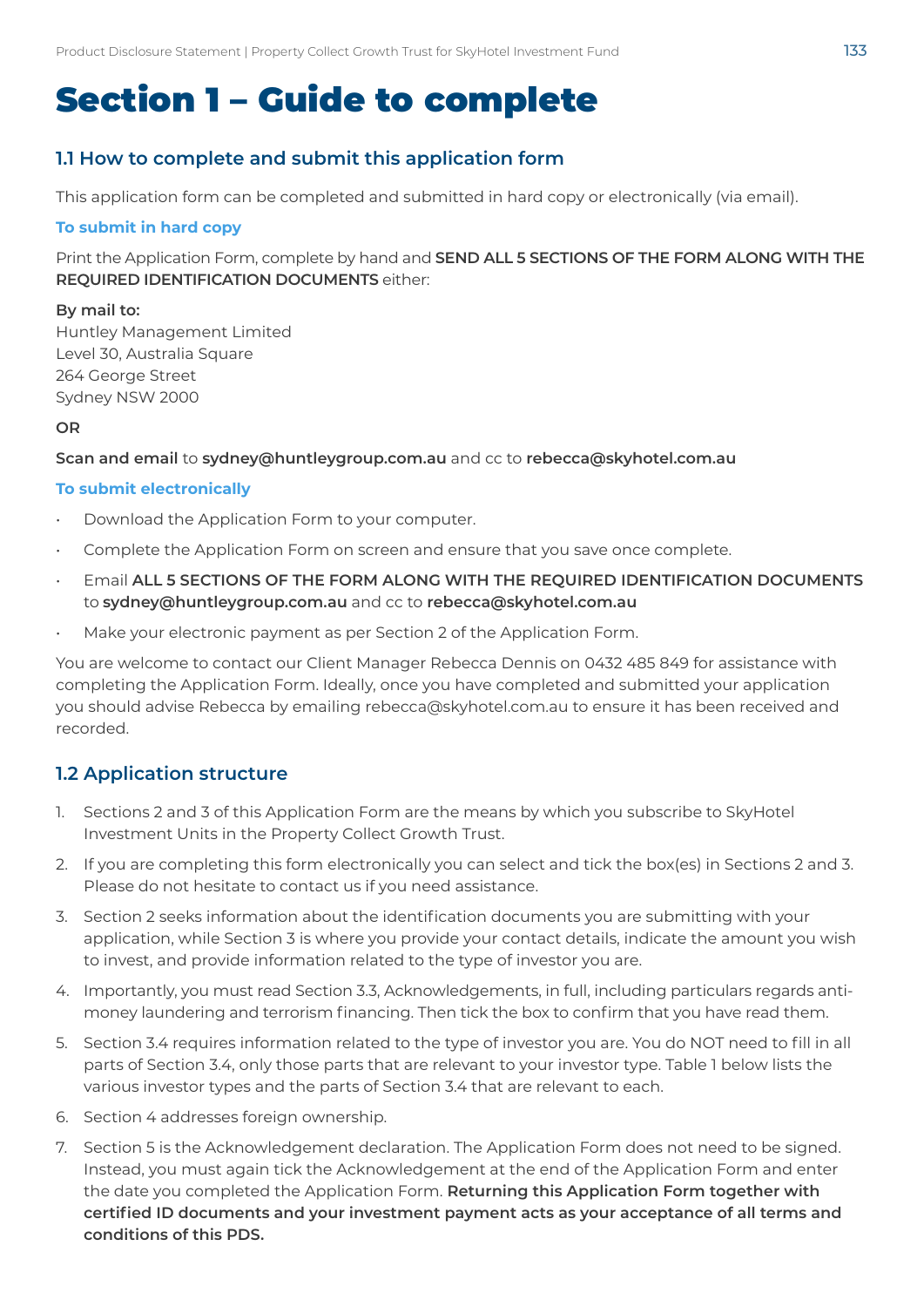# Section 1 – Guide to complete

## 1.1 How to complete and submit this application form

This application form can be completed and submitted in hard copy or electronically (via email).

### To submit in hard copy

Print the Application Form, complete by hand and **SEND ALL 5 SECTIONS OF THE FORM ALONG WITH THE REQUIRED IDENTIFICATION DOCUMENTS** either:

**By mail to:**
Huntley Management Limited
Level 30, Australia Square
264 George Street
Sydney NSW 2000

**OR**

**Scan and email** to **sydney@huntleygroup.com.au** and cc to **rebecca@skyhotel.com.au**

### To submit electronically

- Download the Application Form to your computer.
- Complete the Application Form on screen and ensure that you save once complete.
- Email **ALL 5 SECTIONS OF THE FORM ALONG WITH THE REQUIRED IDENTIFICATION DOCUMENTS** to **sydney@huntleygroup.com.au** and cc to **rebecca@skyhotel.com.au**
- Make your electronic payment as per Section 2 of the Application Form.

You are welcome to contact our Client Manager Rebecca Dennis on 0432 485 849 for assistance with completing the Application Form. Ideally, once you have completed and submitted your application you should advise Rebecca by emailing rebecca@skyhotel.com.au to ensure it has been received and recorded.

## 1.2 Application structure

1. Sections 2 and 3 of this Application Form are the means by which you subscribe to SkyHotel Investment Units in the Property Collect Growth Trust.
2. If you are completing this form electronically you can select and tick the box(es) in Sections 2 and 3. Please do not hesitate to contact us if you need assistance.
3. Section 2 seeks information about the identification documents you are submitting with your application, while Section 3 is where you provide your contact details, indicate the amount you wish to invest, and provide information related to the type of investor you are.
4. Importantly, you must read Section 3.3, Acknowledgements, in full, including particulars regards anti-money laundering and terrorism financing. Then tick the box to confirm that you have read them.
5. Section 3.4 requires information related to the type of investor you are. You do NOT need to fill in all parts of Section 3.4, only those parts that are relevant to your investor type. Table 1 below lists the various investor types and the parts of Section 3.4 that are relevant to each.
6. Section 4 addresses foreign ownership.
7. Section 5 is the Acknowledgement declaration. The Application Form does not need to be signed. Instead, you must again tick the Acknowledgement at the end of the Application Form and enter the date you completed the Application Form. **Returning this Application Form together with certified ID documents and your investment payment acts as your acceptance of all terms and conditions of this PDS.**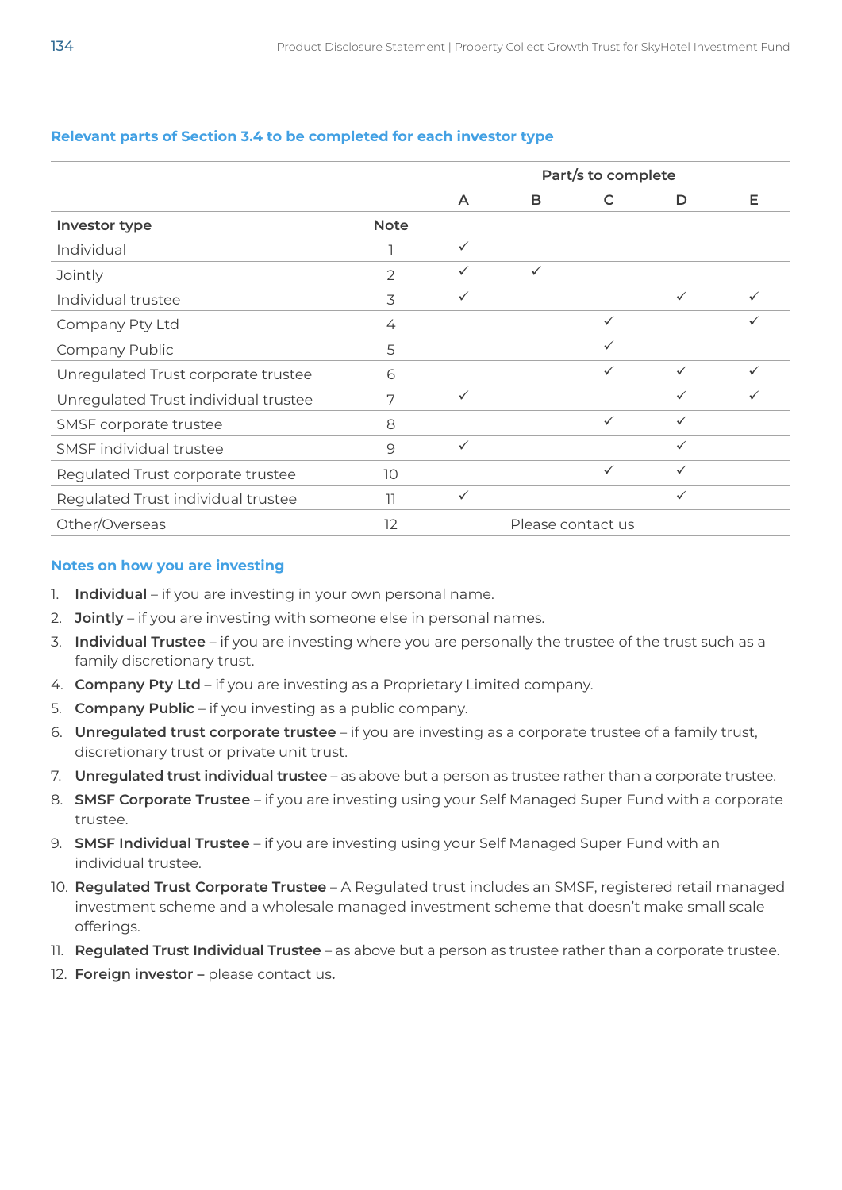### Relevant parts of Section 3.4 to be completed for each investor type

| | | Part/s to complete | | | | |
|---|---|---|---|---|---|---|
| | | A | B | C | D | E |
| **Investor type** | **Note** | | | | | |
| Individual | 1 | ✓ | | | | |
| Jointly | 2 | ✓ | ✓ | | | |
| Individual trustee | 3 | ✓ | | | ✓ | ✓ |
| Company Pty Ltd | 4 | | | ✓ | | ✓ |
| Company Public | 5 | | | ✓ | | |
| Unregulated Trust corporate trustee | 6 | | | ✓ | ✓ | ✓ |
| Unregulated Trust individual trustee | 7 | ✓ | | | ✓ | ✓ |
| SMSF corporate trustee | 8 | | | ✓ | ✓ | |
| SMSF individual trustee | 9 | ✓ | | | ✓ | |
| Regulated Trust corporate trustee | 10 | | | ✓ | ✓ | |
| Regulated Trust individual trustee | 11 | ✓ | | | ✓ | |
| Other/Overseas | 12 | Please contact us | | | | |

### Notes on how you are investing

1. **Individual** – if you are investing in your own personal name.
2. **Jointly** – if you are investing with someone else in personal names.
3. **Individual Trustee** – if you are investing where you are personally the trustee of the trust such as a family discretionary trust.
4. **Company Pty Ltd** – if you are investing as a Proprietary Limited company.
5. **Company Public** – if you investing as a public company.
6. **Unregulated trust corporate trustee** – if you are investing as a corporate trustee of a family trust, discretionary trust or private unit trust.
7. **Unregulated trust individual trustee** – as above but a person as trustee rather than a corporate trustee.
8. **SMSF Corporate Trustee** – if you are investing using your Self Managed Super Fund with a corporate trustee.
9. **SMSF Individual Trustee** – if you are investing using your Self Managed Super Fund with an individual trustee.
10. **Regulated Trust Corporate Trustee** – A Regulated trust includes an SMSF, registered retail managed investment scheme and a wholesale managed investment scheme that doesn't make small scale offerings.
11. **Regulated Trust Individual Trustee** – as above but a person as trustee rather than a corporate trustee.
12. **Foreign investor –** please contact us**.**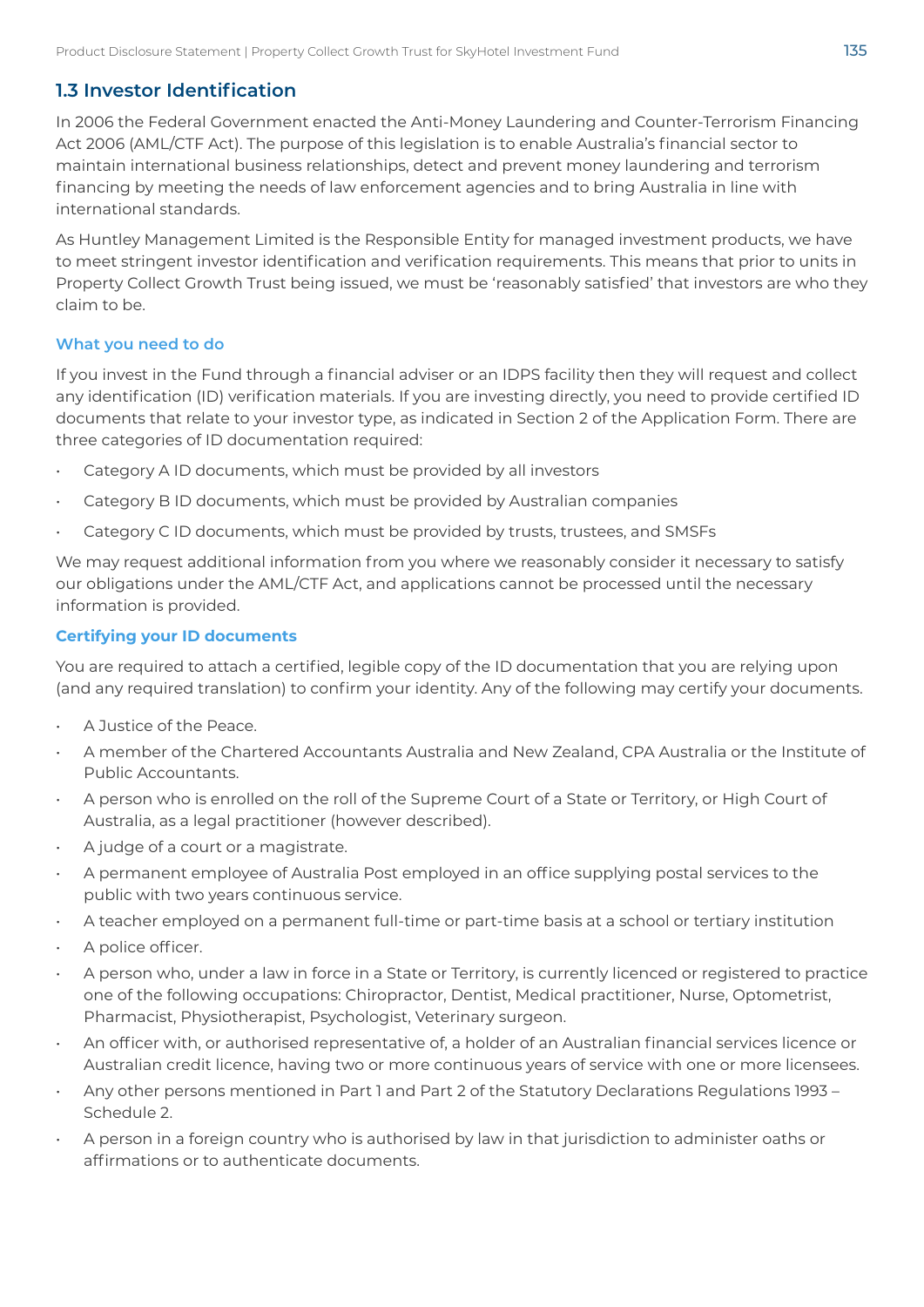## 1.3 Investor Identification

In 2006 the Federal Government enacted the Anti-Money Laundering and Counter-Terrorism Financing Act 2006 (AML/CTF Act). The purpose of this legislation is to enable Australia's financial sector to maintain international business relationships, detect and prevent money laundering and terrorism financing by meeting the needs of law enforcement agencies and to bring Australia in line with international standards.

As Huntley Management Limited is the Responsible Entity for managed investment products, we have to meet stringent investor identification and verification requirements. This means that prior to units in Property Collect Growth Trust being issued, we must be 'reasonably satisfied' that investors are who they claim to be.

### What you need to do

If you invest in the Fund through a financial adviser or an IDPS facility then they will request and collect any identification (ID) verification materials. If you are investing directly, you need to provide certified ID documents that relate to your investor type, as indicated in Section 2 of the Application Form. There are three categories of ID documentation required:

- Category A ID documents, which must be provided by all investors
- Category B ID documents, which must be provided by Australian companies
- Category C ID documents, which must be provided by trusts, trustees, and SMSFs

We may request additional information from you where we reasonably consider it necessary to satisfy our obligations under the AML/CTF Act, and applications cannot be processed until the necessary information is provided.

### Certifying your ID documents

You are required to attach a certified, legible copy of the ID documentation that you are relying upon (and any required translation) to confirm your identity. Any of the following may certify your documents.

- A Justice of the Peace.
- A member of the Chartered Accountants Australia and New Zealand, CPA Australia or the Institute of Public Accountants.
- A person who is enrolled on the roll of the Supreme Court of a State or Territory, or High Court of Australia, as a legal practitioner (however described).
- A judge of a court or a magistrate.
- A permanent employee of Australia Post employed in an office supplying postal services to the public with two years continuous service.
- A teacher employed on a permanent full-time or part-time basis at a school or tertiary institution
- A police officer.
- A person who, under a law in force in a State or Territory, is currently licenced or registered to practice one of the following occupations: Chiropractor, Dentist, Medical practitioner, Nurse, Optometrist, Pharmacist, Physiotherapist, Psychologist, Veterinary surgeon.
- An officer with, or authorised representative of, a holder of an Australian financial services licence or Australian credit licence, having two or more continuous years of service with one or more licensees.
- Any other persons mentioned in Part 1 and Part 2 of the Statutory Declarations Regulations 1993 – Schedule 2.
- A person in a foreign country who is authorised by law in that jurisdiction to administer oaths or affirmations or to authenticate documents.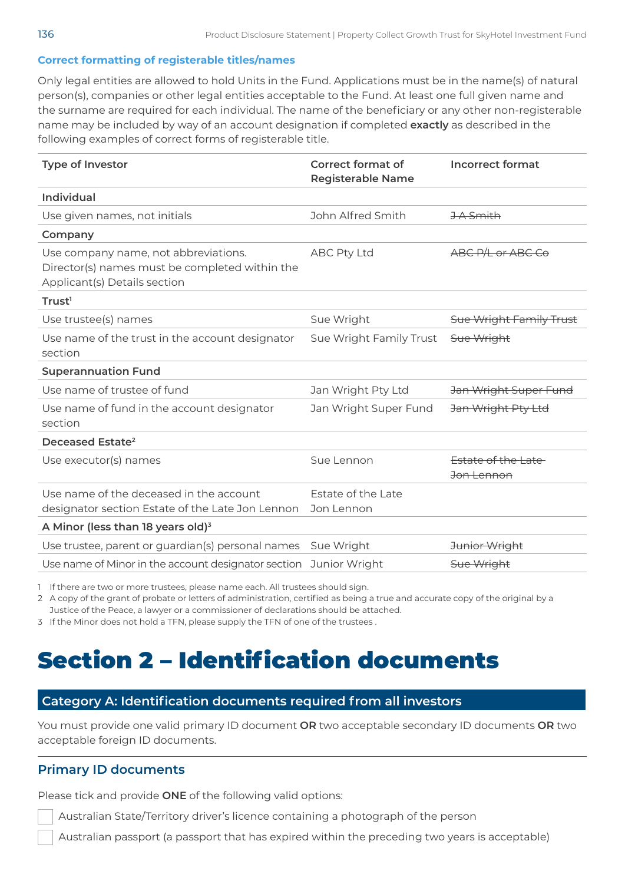### Correct formatting of registerable titles/names

Only legal entities are allowed to hold Units in the Fund. Applications must be in the name(s) of natural person(s), companies or other legal entities acceptable to the Fund. At least one full given name and the surname are required for each individual. The name of the beneficiary or any other non-registerable name may be included by way of an account designation if completed **exactly** as described in the following examples of correct forms of registerable title.

| Type of Investor | Correct format of Registerable Name | Incorrect format |
|---|---|---|
| **Individual** | | |
| Use given names, not initials | John Alfred Smith | ~~J A Smith~~ |
| **Company** | | |
| Use company name, not abbreviations. Director(s) names must be completed within the Applicant(s) Details section | ABC Pty Ltd | ~~ABC P/L or ABC Co~~ |
| **Trust**[1] | | |
| Use trustee(s) names | Sue Wright | ~~Sue Wright Family Trust~~ |
| Use name of the trust in the account designator section | Sue Wright Family Trust | ~~Sue Wright~~ |
| **Superannuation Fund** | | |
| Use name of trustee of fund | Jan Wright Pty Ltd | ~~Jan Wright Super Fund~~ |
| Use name of fund in the account designator section | Jan Wright Super Fund | ~~Jan Wright Pty Ltd~~ |
| **Deceased Estate**[2] | | |
| Use executor(s) names | Sue Lennon | ~~Estate of the Late Jon Lennon~~ |
| Use name of the deceased in the account designator section Estate of the Late Jon Lennon | Estate of the Late Jon Lennon | |
| **A Minor (less than 18 years old)**[3] | | |
| Use trustee, parent or guardian(s) personal names | Sue Wright | ~~Junior Wright~~ |
| Use name of Minor in the account designator section | Junior Wright | ~~Sue Wright~~ |

1 If there are two or more trustees, please name each. All trustees should sign.

2 A copy of the grant of probate or letters of administration, certified as being a true and accurate copy of the original by a Justice of the Peace, a lawyer or a commissioner of declarations should be attached.

3 If the Minor does not hold a TFN, please supply the TFN of one of the trustees .

# Section 2 – Identification documents

## Category A: Identification documents required from all investors

You must provide one valid primary ID document **OR** two acceptable secondary ID documents **OR** two acceptable foreign ID documents.

### Primary ID documents

Please tick and provide **ONE** of the following valid options:

- ☐ Australian State/Territory driver's licence containing a photograph of the person
- ☐ Australian passport (a passport that has expired within the preceding two years is acceptable)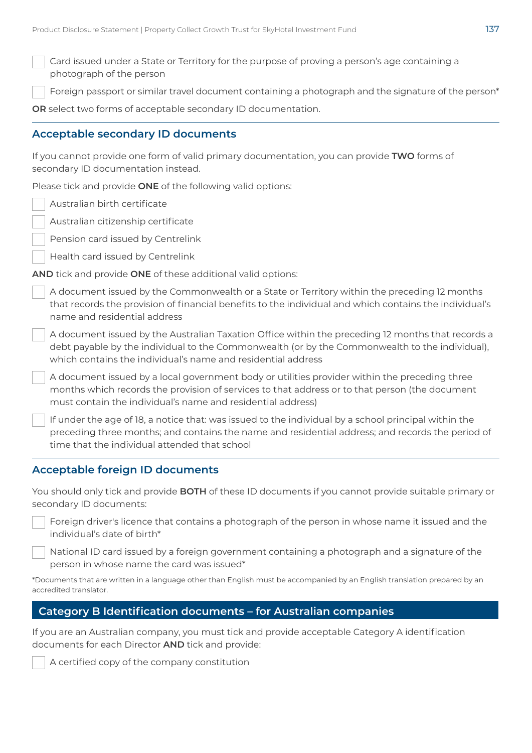- [ ] Card issued under a State or Territory for the purpose of proving a person's age containing a photograph of the person
- [ ] Foreign passport or similar travel document containing a photograph and the signature of the person*

**OR** select two forms of acceptable secondary ID documentation.

## Acceptable secondary ID documents

If you cannot provide one form of valid primary documentation, you can provide **TWO** forms of secondary ID documentation instead.

Please tick and provide **ONE** of the following valid options:

- [ ] Australian birth certificate
- [ ] Australian citizenship certificate
- [ ] Pension card issued by Centrelink
- [ ] Health card issued by Centrelink

**AND** tick and provide **ONE** of these additional valid options:

- [ ] A document issued by the Commonwealth or a State or Territory within the preceding 12 months that records the provision of financial benefits to the individual and which contains the individual's name and residential address
- [ ] A document issued by the Australian Taxation Office within the preceding 12 months that records a debt payable by the individual to the Commonwealth (or by the Commonwealth to the individual), which contains the individual's name and residential address
- [ ] A document issued by a local government body or utilities provider within the preceding three months which records the provision of services to that address or to that person (the document must contain the individual's name and residential address)
- [ ] If under the age of 18, a notice that: was issued to the individual by a school principal within the preceding three months; and contains the name and residential address; and records the period of time that the individual attended that school

## Acceptable foreign ID documents

You should only tick and provide **BOTH** of these ID documents if you cannot provide suitable primary or secondary ID documents:

- [ ] Foreign driver's licence that contains a photograph of the person in whose name it issued and the individual's date of birth*
- [ ] National ID card issued by a foreign government containing a photograph and a signature of the person in whose name the card was issued*

*Documents that are written in a language other than English must be accompanied by an English translation prepared by an accredited translator.

## Category B Identification documents – for Australian companies

If you are an Australian company, you must tick and provide acceptable Category A identification documents for each Director **AND** tick and provide:

- [ ] A certified copy of the company constitution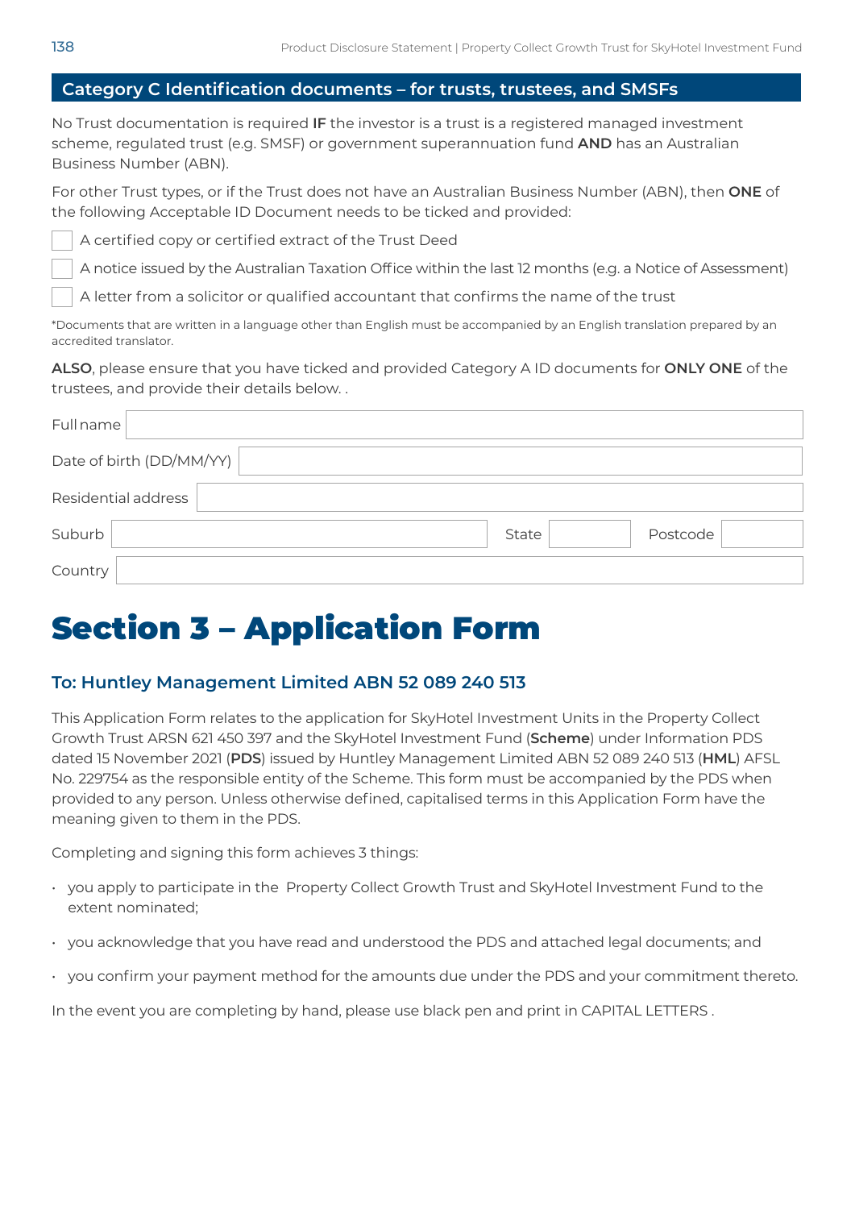## Category C Identification documents – for trusts, trustees, and SMSFs

No Trust documentation is required **IF** the investor is a trust is a registered managed investment scheme, regulated trust (e.g. SMSF) or government superannuation fund **AND** has an Australian Business Number (ABN).

For other Trust types, or if the Trust does not have an Australian Business Number (ABN), then **ONE** of the following Acceptable ID Document needs to be ticked and provided:

- ☐ A certified copy or certified extract of the Trust Deed
- ☐ A notice issued by the Australian Taxation Office within the last 12 months (e.g. a Notice of Assessment)
- ☐ A letter from a solicitor or qualified accountant that confirms the name of the trust

*Documents that are written in a language other than English must be accompanied by an English translation prepared by an accredited translator.

**ALSO**, please ensure that you have ticked and provided Category A ID documents for **ONLY ONE** of the trustees, and provide their details below. .

Full name ______________________

Date of birth (DD/MM/YY) ______________________

Residential address ______________________

Suburb ______________ State ________ Postcode ________

Country ______________________

# Section 3 – Application Form

### To: Huntley Management Limited ABN 52 089 240 513

This Application Form relates to the application for SkyHotel Investment Units in the Property Collect Growth Trust ARSN 621 450 397 and the SkyHotel Investment Fund (**Scheme**) under Information PDS dated 15 November 2021 (**PDS**) issued by Huntley Management Limited ABN 52 089 240 513 (**HML**) AFSL No. 229754 as the responsible entity of the Scheme. This form must be accompanied by the PDS when provided to any person. Unless otherwise defined, capitalised terms in this Application Form have the meaning given to them in the PDS.

Completing and signing this form achieves 3 things:

- you apply to participate in the Property Collect Growth Trust and SkyHotel Investment Fund to the extent nominated;
- you acknowledge that you have read and understood the PDS and attached legal documents; and
- you confirm your payment method for the amounts due under the PDS and your commitment thereto.

In the event you are completing by hand, please use black pen and print in CAPITAL LETTERS .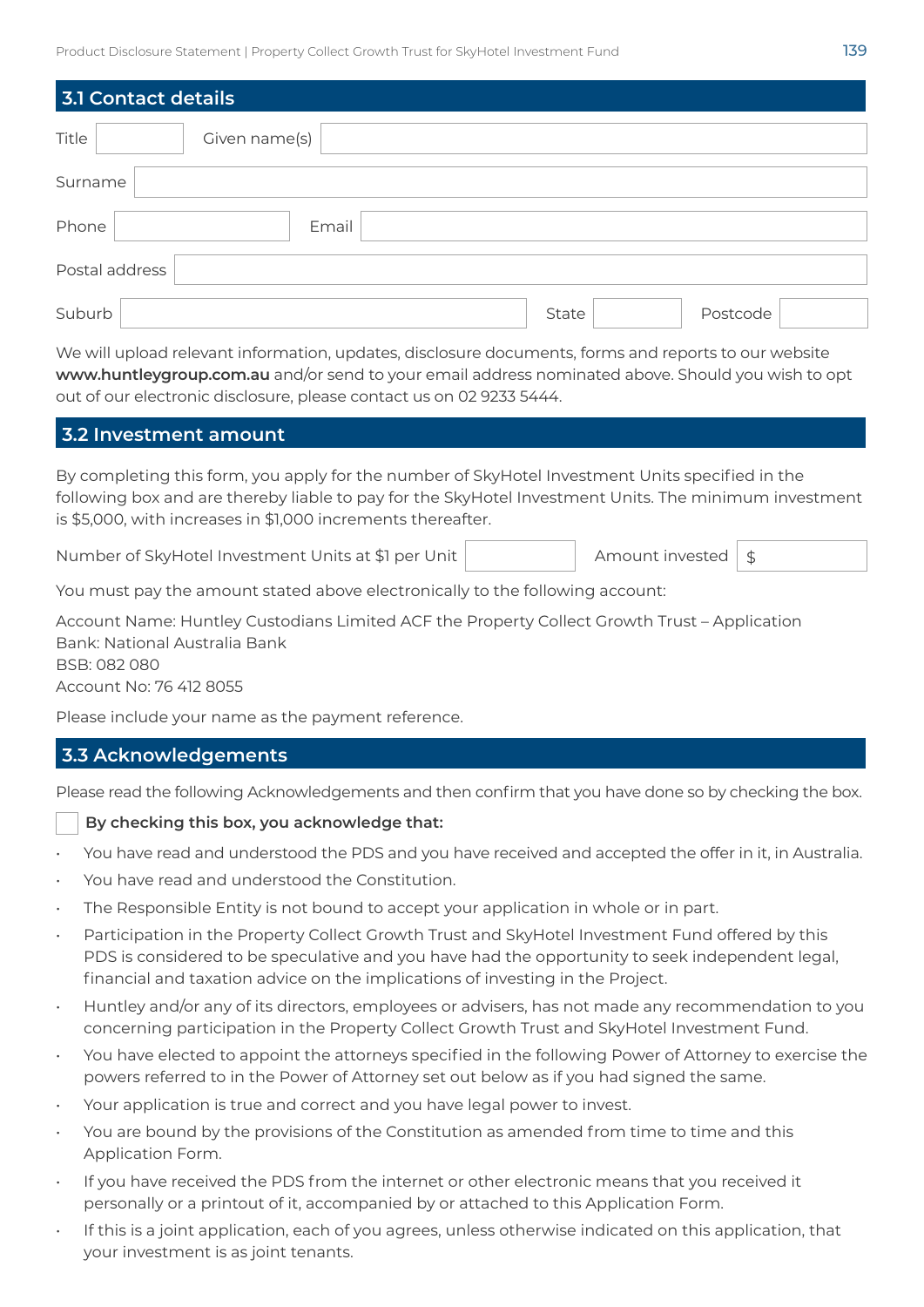## 3.1 Contact details

Title ______ Given name(s) ______

Surname ______

Phone ______ Email ______

Postal address ______

Suburb ______ State ______ Postcode ______

We will upload relevant information, updates, disclosure documents, forms and reports to our website **www.huntleygroup.com.au** and/or send to your email address nominated above. Should you wish to opt out of our electronic disclosure, please contact us on 02 9233 5444.

## 3.2 Investment amount

By completing this form, you apply for the number of SkyHotel Investment Units specified in the following box and are thereby liable to pay for the SkyHotel Investment Units. The minimum investment is $5,000, with increases in $1,000 increments thereafter.

Number of SkyHotel Investment Units at $1 per Unit ______ Amount invested $ ______

You must pay the amount stated above electronically to the following account:

Account Name: Huntley Custodians Limited ACF the Property Collect Growth Trust – Application
Bank: National Australia Bank
BSB: 082 080
Account No: 76 412 8055

Please include your name as the payment reference.

## 3.3 Acknowledgements

Please read the following Acknowledgements and then confirm that you have done so by checking the box.

☐ **By checking this box, you acknowledge that:**

- You have read and understood the PDS and you have received and accepted the offer in it, in Australia.
- You have read and understood the Constitution.
- The Responsible Entity is not bound to accept your application in whole or in part.
- Participation in the Property Collect Growth Trust and SkyHotel Investment Fund offered by this PDS is considered to be speculative and you have had the opportunity to seek independent legal, financial and taxation advice on the implications of investing in the Project.
- Huntley and/or any of its directors, employees or advisers, has not made any recommendation to you concerning participation in the Property Collect Growth Trust and SkyHotel Investment Fund.
- You have elected to appoint the attorneys specified in the following Power of Attorney to exercise the powers referred to in the Power of Attorney set out below as if you had signed the same.
- Your application is true and correct and you have legal power to invest.
- You are bound by the provisions of the Constitution as amended from time to time and this Application Form.
- If you have received the PDS from the internet or other electronic means that you received it personally or a printout of it, accompanied by or attached to this Application Form.
- If this is a joint application, each of you agrees, unless otherwise indicated on this application, that your investment is as joint tenants.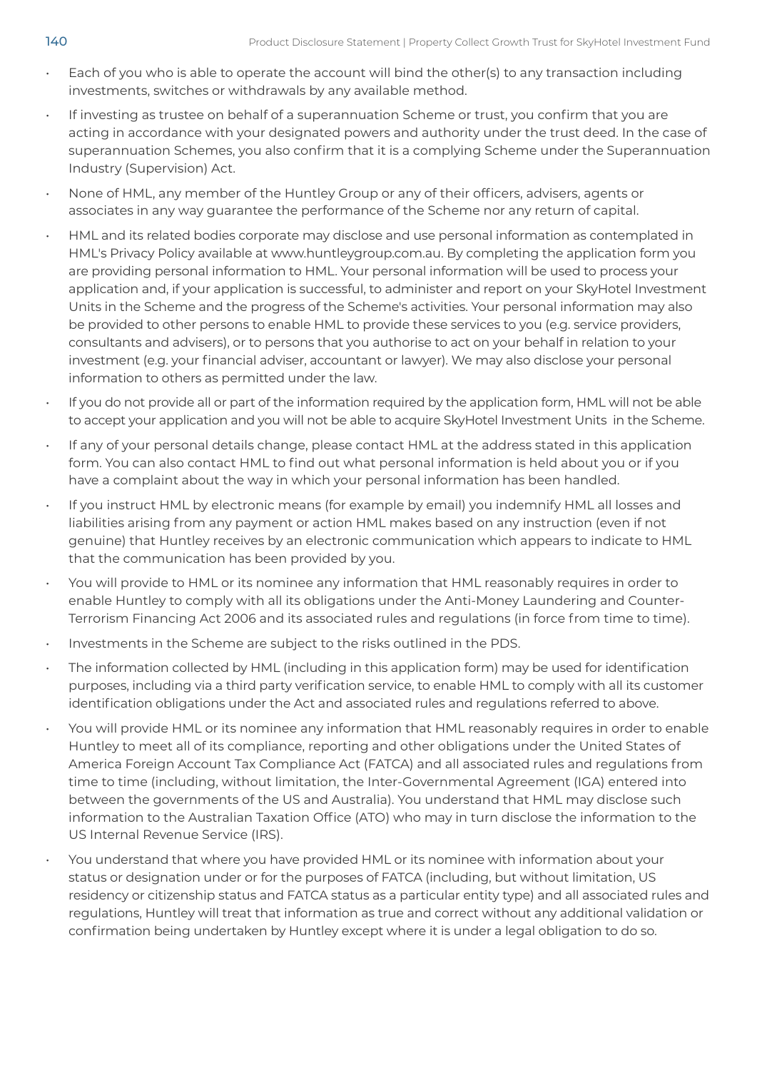- Each of you who is able to operate the account will bind the other(s) to any transaction including investments, switches or withdrawals by any available method.
- If investing as trustee on behalf of a superannuation Scheme or trust, you confirm that you are acting in accordance with your designated powers and authority under the trust deed. In the case of superannuation Schemes, you also confirm that it is a complying Scheme under the Superannuation Industry (Supervision) Act.
- None of HML, any member of the Huntley Group or any of their officers, advisers, agents or associates in any way guarantee the performance of the Scheme nor any return of capital.
- HML and its related bodies corporate may disclose and use personal information as contemplated in HML's Privacy Policy available at www.huntleygroup.com.au. By completing the application form you are providing personal information to HML. Your personal information will be used to process your application and, if your application is successful, to administer and report on your SkyHotel Investment Units in the Scheme and the progress of the Scheme's activities. Your personal information may also be provided to other persons to enable HML to provide these services to you (e.g. service providers, consultants and advisers), or to persons that you authorise to act on your behalf in relation to your investment (e.g. your financial adviser, accountant or lawyer). We may also disclose your personal information to others as permitted under the law.
- If you do not provide all or part of the information required by the application form, HML will not be able to accept your application and you will not be able to acquire SkyHotel Investment Units in the Scheme.
- If any of your personal details change, please contact HML at the address stated in this application form. You can also contact HML to find out what personal information is held about you or if you have a complaint about the way in which your personal information has been handled.
- If you instruct HML by electronic means (for example by email) you indemnify HML all losses and liabilities arising from any payment or action HML makes based on any instruction (even if not genuine) that Huntley receives by an electronic communication which appears to indicate to HML that the communication has been provided by you.
- You will provide to HML or its nominee any information that HML reasonably requires in order to enable Huntley to comply with all its obligations under the Anti-Money Laundering and Counter-Terrorism Financing Act 2006 and its associated rules and regulations (in force from time to time).
- Investments in the Scheme are subject to the risks outlined in the PDS.
- The information collected by HML (including in this application form) may be used for identification purposes, including via a third party verification service, to enable HML to comply with all its customer identification obligations under the Act and associated rules and regulations referred to above.
- You will provide HML or its nominee any information that HML reasonably requires in order to enable Huntley to meet all of its compliance, reporting and other obligations under the United States of America Foreign Account Tax Compliance Act (FATCA) and all associated rules and regulations from time to time (including, without limitation, the Inter-Governmental Agreement (IGA) entered into between the governments of the US and Australia). You understand that HML may disclose such information to the Australian Taxation Office (ATO) who may in turn disclose the information to the US Internal Revenue Service (IRS).
- You understand that where you have provided HML or its nominee with information about your status or designation under or for the purposes of FATCA (including, but without limitation, US residency or citizenship status and FATCA status as a particular entity type) and all associated rules and regulations, Huntley will treat that information as true and correct without any additional validation or confirmation being undertaken by Huntley except where it is under a legal obligation to do so.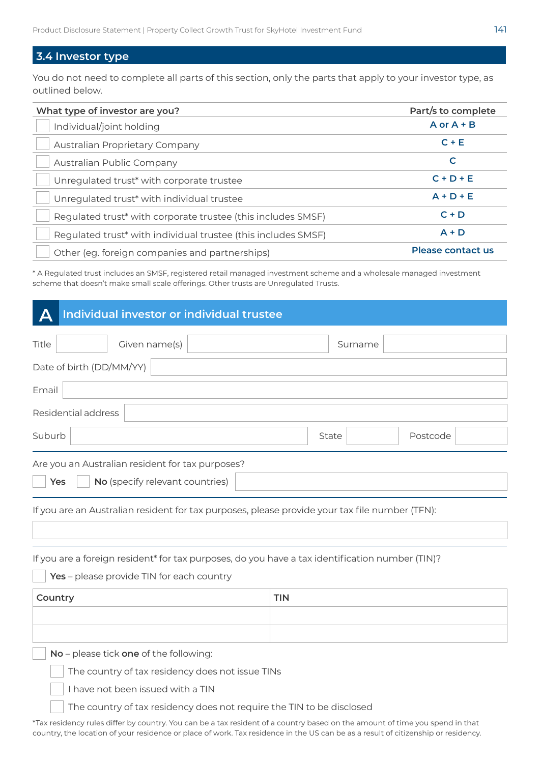## 3.4 Investor type

You do not need to complete all parts of this section, only the parts that apply to your investor type, as outlined below.

| What type of investor are you? | Part/s to complete |
|---|---|
| ☐ Individual/joint holding | A or A + B |
| ☐ Australian Proprietary Company | C + E |
| ☐ Australian Public Company | C |
| ☐ Unregulated trust* with corporate trustee | C + D + E |
| ☐ Unregulated trust* with individual trustee | A + D + E |
| ☐ Regulated trust* with corporate trustee (this includes SMSF) | C + D |
| ☐ Regulated trust* with individual trustee (this includes SMSF) | A + D |
| ☐ Other (eg. foreign companies and partnerships) | Please contact us |

* A Regulated trust includes an SMSF, registered retail managed investment scheme and a wholesale managed investment scheme that doesn't make small scale offerings. Other trusts are Unregulated Trusts.

## A Individual investor or individual trustee

Title ____ Given name(s) ____ Surname ____

Date of birth (DD/MM/YY) ____

Email ____

Residential address ____

Suburb ____ State ____ Postcode ____

Are you an Australian resident for tax purposes?

☐ **Yes** ☐ **No** (specify relevant countries) ____

If you are an Australian resident for tax purposes, please provide your tax file number (TFN):

____

If you are a foreign resident* for tax purposes, do you have a tax identification number (TIN)?

☐ **Yes** – please provide TIN for each country

| Country | TIN |
|---|---|
| | |
| | |

☐ **No** – please tick **one** of the following:

- ☐ The country of tax residency does not issue TINs
- ☐ I have not been issued with a TIN
- ☐ The country of tax residency does not require the TIN to be disclosed

*Tax residency rules differ by country. You can be a tax resident of a country based on the amount of time you spend in that country, the location of your residence or place of work. Tax residence in the US can be as a result of citizenship or residency.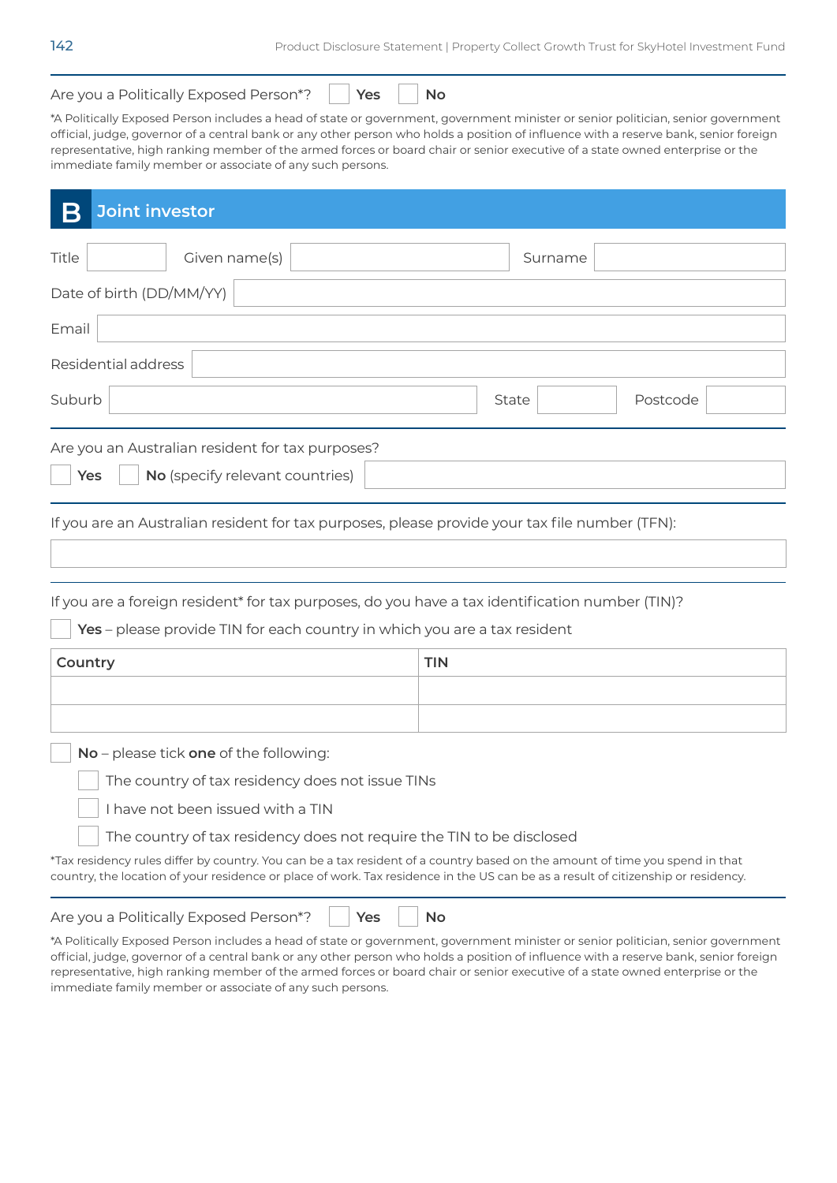Are you a Politically Exposed Person*? ☐ **Yes** ☐ **No**

*A Politically Exposed Person includes a head of state or government, government minister or senior politician, senior government official, judge, governor of a central bank or any other person who holds a position of influence with a reserve bank, senior foreign representative, high ranking member of the armed forces or board chair or senior executive of a state owned enterprise or the immediate family member or associate of any such persons.

## B Joint investor

Title ______ Given name(s) ______ Surname ______

Date of birth (DD/MM/YY) ______

Email ______

Residential address ______

Suburb ______ State ______ Postcode ______

Are you an Australian resident for tax purposes?

☐ **Yes** ☐ **No** (specify relevant countries) ______

If you are an Australian resident for tax purposes, please provide your tax file number (TFN):

______

If you are a foreign resident* for tax purposes, do you have a tax identification number (TIN)?

☐ **Yes** – please provide TIN for each country in which you are a tax resident

| Country | TIN |
|---|---|
| | |
| | |

☐ **No** – please tick **one** of the following:

☐ The country of tax residency does not issue TINs

☐ I have not been issued with a TIN

☐ The country of tax residency does not require the TIN to be disclosed

*Tax residency rules differ by country. You can be a tax resident of a country based on the amount of time you spend in that country, the location of your residence or place of work. Tax residence in the US can be as a result of citizenship or residency.

Are you a Politically Exposed Person*? ☐ **Yes** ☐ **No**

*A Politically Exposed Person includes a head of state or government, government minister or senior politician, senior government official, judge, governor of a central bank or any other person who holds a position of influence with a reserve bank, senior foreign representative, high ranking member of the armed forces or board chair or senior executive of a state owned enterprise or the immediate family member or associate of any such persons.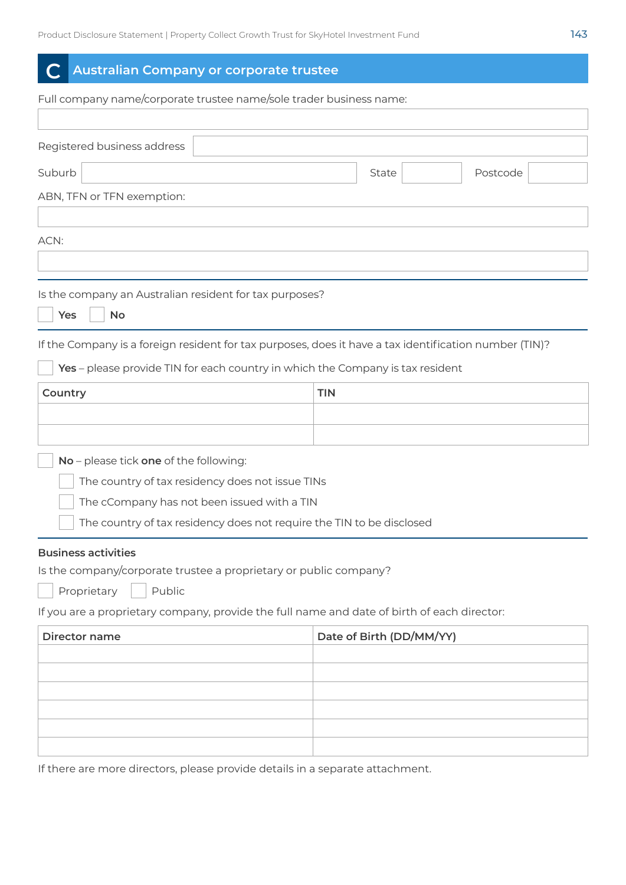## C Australian Company or corporate trustee

Full company name/corporate trustee name/sole trader business name:

Registered business address

Suburb | State | Postcode

ABN, TFN or TFN exemption:

ACN:

Is the company an Australian resident for tax purposes?

☐ Yes ☐ No

If the Company is a foreign resident for tax purposes, does it have a tax identification number (TIN)?

☐ **Yes** – please provide TIN for each country in which the Company is tax resident

| Country | TIN |
|---|---|
| | |
| | |

☐ **No** – please tick **one** of the following:

- ☐ The country of tax residency does not issue TINs
- ☐ The cCompany has not been issued with a TIN
- ☐ The country of tax residency does not require the TIN to be disclosed

### Business activities

Is the company/corporate trustee a proprietary or public company?

☐ Proprietary ☐ Public

If you are a proprietary company, provide the full name and date of birth of each director:

| Director name | Date of Birth (DD/MM/YY) |
|---|---|
| | |
| | |
| | |
| | |
| | |
| | |

If there are more directors, please provide details in a separate attachment.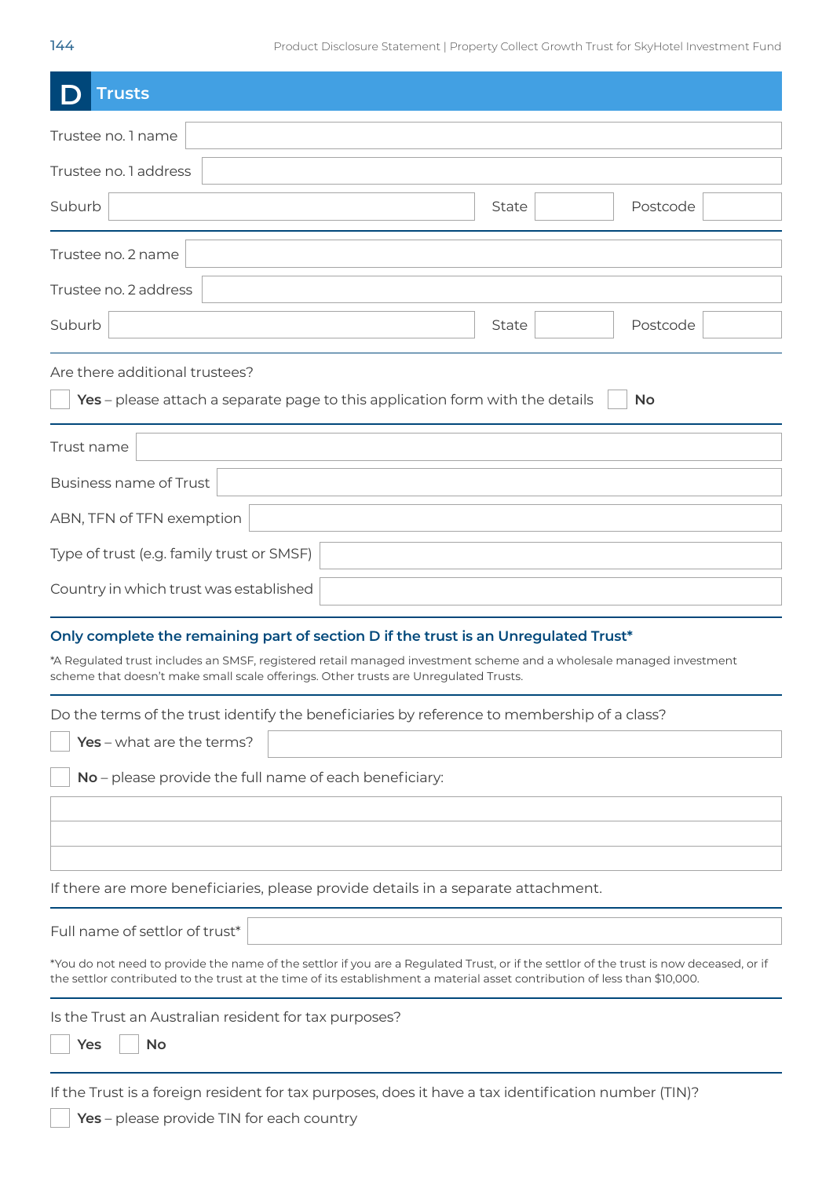# D Trusts

Trustee no. 1 name

Trustee no. 1 address

Suburb | State | Postcode

Trustee no. 2 name

Trustee no. 2 address

Suburb | State | Postcode

Are there additional trustees?

☐ **Yes** – please attach a separate page to this application form with the details ☐ **No**

Trust name

Business name of Trust

ABN, TFN of TFN exemption

Type of trust (e.g. family trust or SMSF)

Country in which trust was established

### Only complete the remaining part of section D if the trust is an Unregulated Trust*

*A Regulated trust includes an SMSF, registered retail managed investment scheme and a wholesale managed investment scheme that doesn't make small scale offerings. Other trusts are Unregulated Trusts.

Do the terms of the trust identify the beneficiaries by reference to membership of a class?

☐ **Yes** – what are the terms?

☐ **No** – please provide the full name of each beneficiary:

If there are more beneficiaries, please provide details in a separate attachment.

Full name of settlor of trust*

*You do not need to provide the name of the settlor if you are a Regulated Trust, or if the settlor of the trust is now deceased, or if the settlor contributed to the trust at the time of its establishment a material asset contribution of less than $10,000.

Is the Trust an Australian resident for tax purposes?

☐ **Yes** ☐ **No**

If the Trust is a foreign resident for tax purposes, does it have a tax identification number (TIN)?

☐ **Yes** – please provide TIN for each country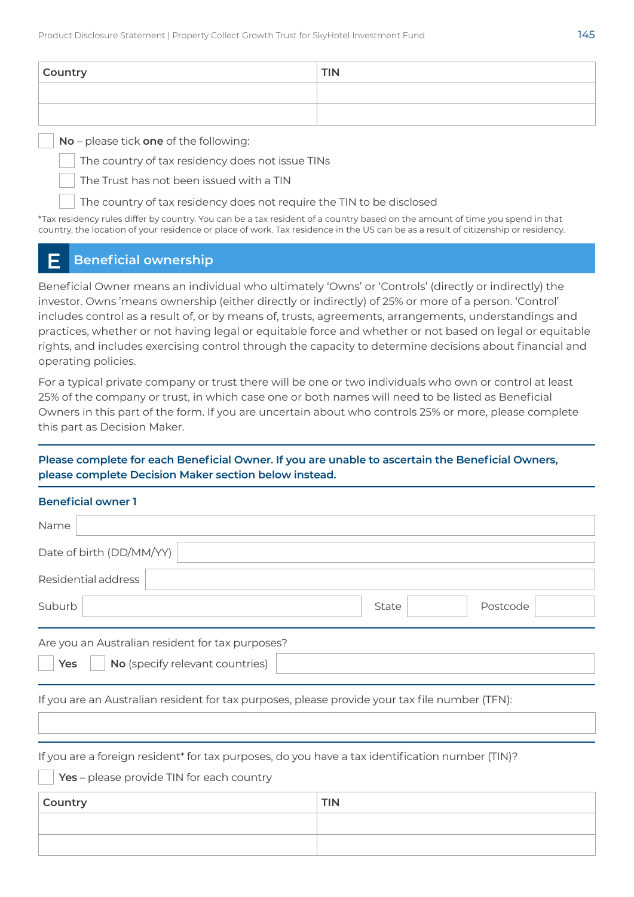| Country | TIN |
| --- | --- |
| | |
| | |

☐ **No** – please tick **one** of the following:

- ☐ The country of tax residency does not issue TINs
- ☐ The Trust has not been issued with a TIN
- ☐ The country of tax residency does not require the TIN to be disclosed

*Tax residency rules differ by country. You can be a tax resident of a country based on the amount of time you spend in that country, the location of your residence or place of work. Tax residence in the US can be as a result of citizenship or residency.

## E Beneficial ownership

Beneficial Owner means an individual who ultimately 'Owns' or 'Controls' (directly or indirectly) the investor. Owns 'means ownership (either directly or indirectly) of 25% or more of a person. 'Control' includes control as a result of, or by means of, trusts, agreements, arrangements, understandings and practices, whether or not having legal or equitable force and whether or not based on legal or equitable rights, and includes exercising control through the capacity to determine decisions about financial and operating policies.

For a typical private company or trust there will be one or two individuals who own or control at least 25% of the company or trust, in which case one or both names will need to be listed as Beneficial Owners in this part of the form. If you are uncertain about who controls 25% or more, please complete this part as Decision Maker.

**Please complete for each Beneficial Owner. If you are unable to ascertain the Beneficial Owners, please complete Decision Maker section below instead.**

### Beneficial owner 1

Name

Date of birth (DD/MM/YY)

Residential address

Suburb | State | Postcode

Are you an Australian resident for tax purposes?

☐ **Yes** ☐ **No** (specify relevant countries)

If you are an Australian resident for tax purposes, please provide your tax file number (TFN):

If you are a foreign resident* for tax purposes, do you have a tax identification number (TIN)?

☐ **Yes** – please provide TIN for each country

| Country | TIN |
| --- | --- |
| | |
| | |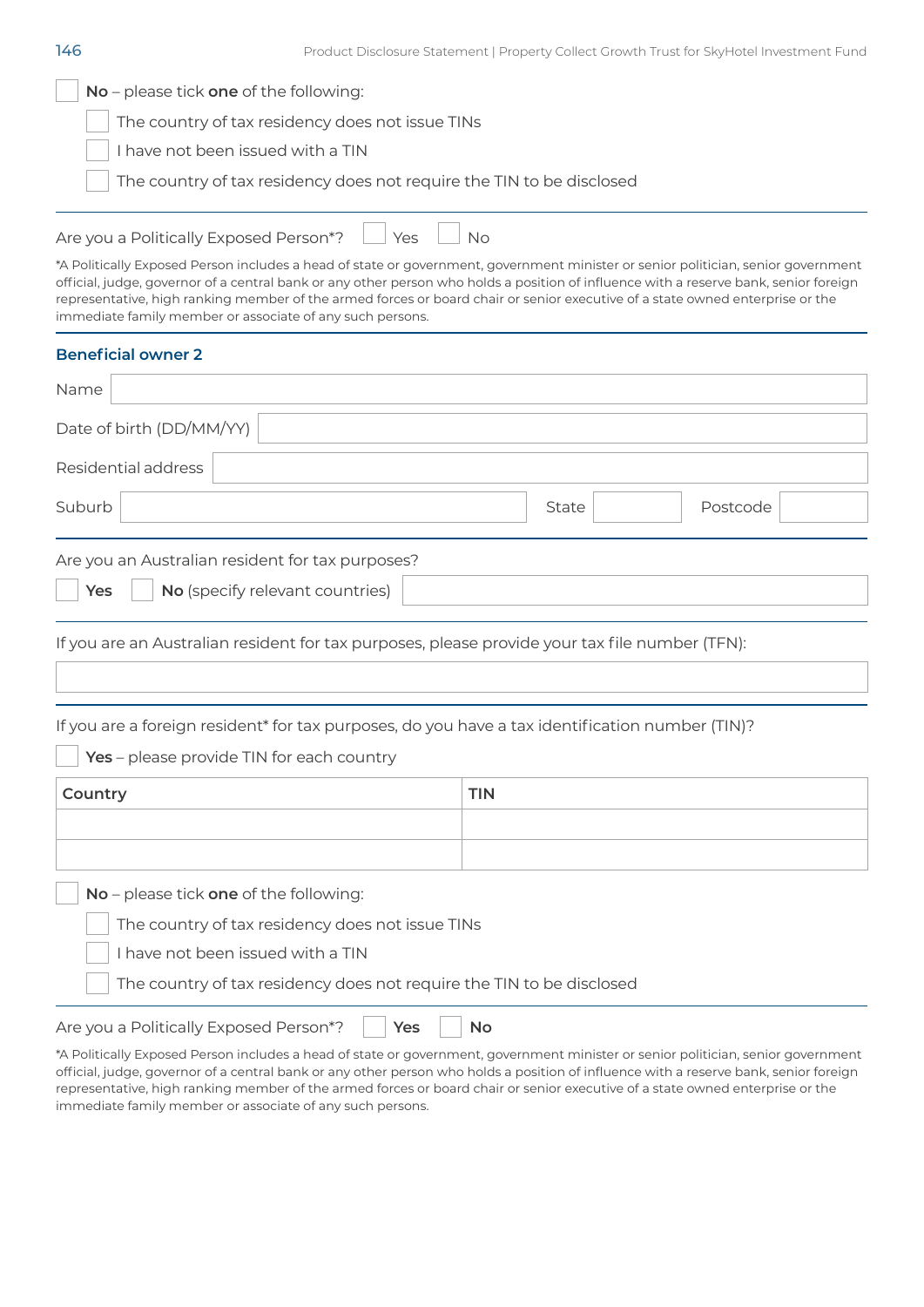☐ **No** – please tick **one** of the following:

☐ The country of tax residency does not issue TINs

☐ I have not been issued with a TIN

☐ The country of tax residency does not require the TIN to be disclosed

Are you a Politically Exposed Person*? ☐ Yes ☐ No

*A Politically Exposed Person includes a head of state or government, government minister or senior politician, senior government official, judge, governor of a central bank or any other person who holds a position of influence with a reserve bank, senior foreign representative, high ranking member of the armed forces or board chair or senior executive of a state owned enterprise or the immediate family member or associate of any such persons.

### Beneficial owner 2

Name

Date of birth (DD/MM/YY)

Residential address

Suburb State Postcode

Are you an Australian resident for tax purposes?

☐ **Yes** ☐ **No** (specify relevant countries)

If you are an Australian resident for tax purposes, please provide your tax file number (TFN):

If you are a foreign resident* for tax purposes, do you have a tax identification number (TIN)?

☐ **Yes** – please provide TIN for each country

| Country | TIN |
|---|---|
| | |
| | |

☐ **No** – please tick **one** of the following:

☐ The country of tax residency does not issue TINs

☐ I have not been issued with a TIN

☐ The country of tax residency does not require the TIN to be disclosed

Are you a Politically Exposed Person*? ☐ **Yes** ☐ **No**

*A Politically Exposed Person includes a head of state or government, government minister or senior politician, senior government official, judge, governor of a central bank or any other person who holds a position of influence with a reserve bank, senior foreign representative, high ranking member of the armed forces or board chair or senior executive of a state owned enterprise or the immediate family member or associate of any such persons.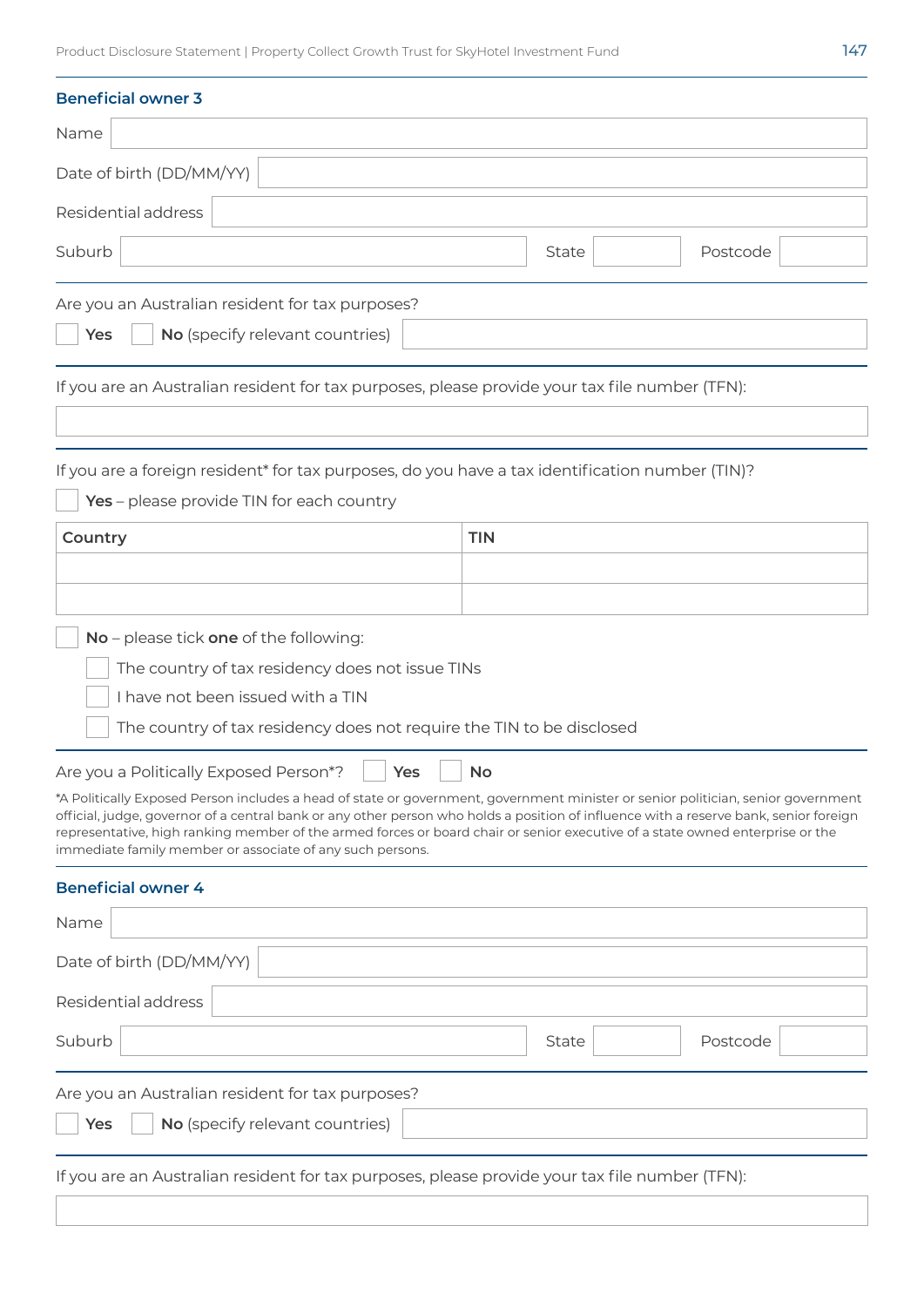## Beneficial owner 3

Name

Date of birth (DD/MM/YY)

Residential address

Suburb State Postcode

Are you an Australian resident for tax purposes?

☐ **Yes** ☐ **No** (specify relevant countries)

If you are an Australian resident for tax purposes, please provide your tax file number (TFN):

If you are a foreign resident* for tax purposes, do you have a tax identification number (TIN)?

☐ **Yes** – please provide TIN for each country

| Country | TIN |
|---|---|
| | |
| | |

☐ **No** – please tick **one** of the following:

- ☐ The country of tax residency does not issue TINs
- ☐ I have not been issued with a TIN
- ☐ The country of tax residency does not require the TIN to be disclosed

Are you a Politically Exposed Person*? ☐ **Yes** ☐ **No**

*A Politically Exposed Person includes a head of state or government, government minister or senior politician, senior government official, judge, governor of a central bank or any other person who holds a position of influence with a reserve bank, senior foreign representative, high ranking member of the armed forces or board chair or senior executive of a state owned enterprise or the immediate family member or associate of any such persons.

## Beneficial owner 4

Name

Date of birth (DD/MM/YY)

Residential address

Suburb State Postcode

Are you an Australian resident for tax purposes?

☐ **Yes** ☐ **No** (specify relevant countries)

If you are an Australian resident for tax purposes, please provide your tax file number (TFN):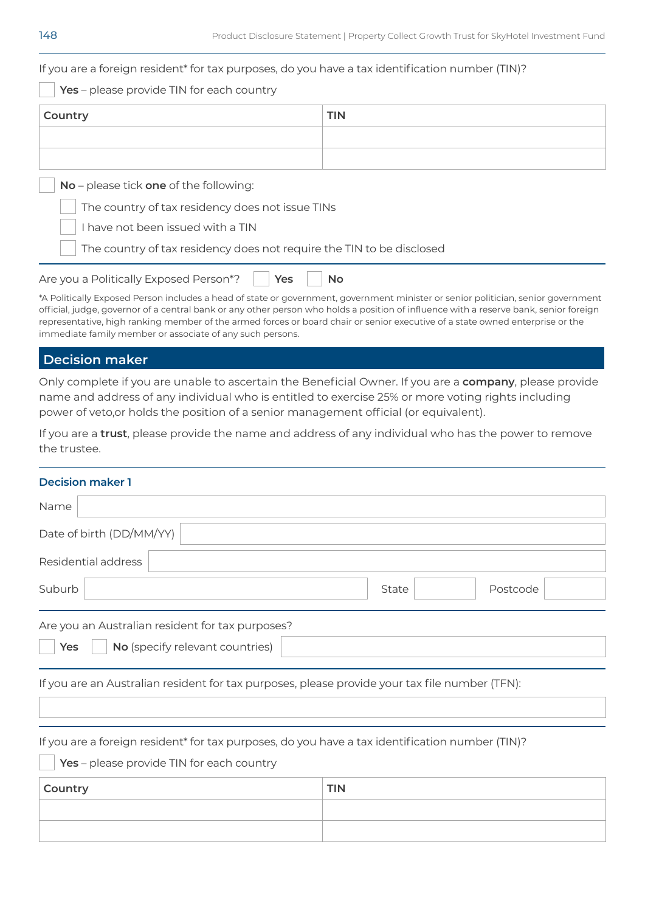If you are a foreign resident* for tax purposes, do you have a tax identification number (TIN)?

☐ **Yes** – please provide TIN for each country

| Country | TIN |
|---|---|
| | |
| | |

☐ **No** – please tick **one** of the following:

- ☐ The country of tax residency does not issue TINs
- ☐ I have not been issued with a TIN
- ☐ The country of tax residency does not require the TIN to be disclosed

Are you a Politically Exposed Person*? ☐ **Yes** ☐ **No**

*A Politically Exposed Person includes a head of state or government, government minister or senior politician, senior government official, judge, governor of a central bank or any other person who holds a position of influence with a reserve bank, senior foreign representative, high ranking member of the armed forces or board chair or senior executive of a state owned enterprise or the immediate family member or associate of any such persons.

## Decision maker

Only complete if you are unable to ascertain the Beneficial Owner. If you are a **company**, please provide name and address of any individual who is entitled to exercise 25% or more voting rights including power of veto,or holds the position of a senior management official (or equivalent).

If you are a **trust**, please provide the name and address of any individual who has the power to remove the trustee.

### Decision maker 1

Name

Date of birth (DD/MM/YY)

Residential address

Suburb State Postcode

Are you an Australian resident for tax purposes?

☐ **Yes** ☐ **No** (specify relevant countries)

If you are an Australian resident for tax purposes, please provide your tax file number (TFN):

If you are a foreign resident* for tax purposes, do you have a tax identification number (TIN)?

☐ **Yes** – please provide TIN for each country

| Country | TIN |
|---|---|
| | |
| | |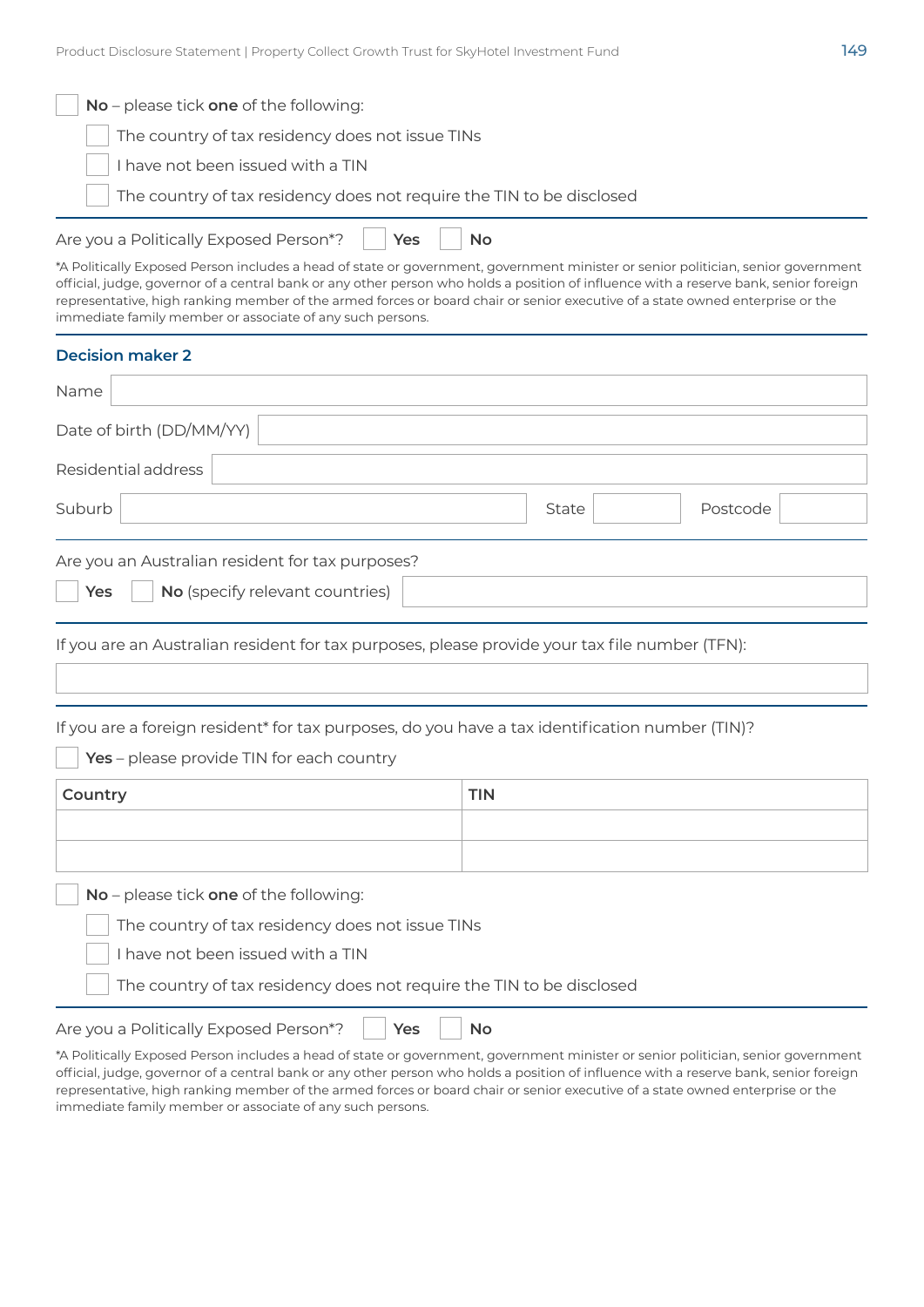☐ **No** – please tick **one** of the following:

☐ The country of tax residency does not issue TINs

☐ I have not been issued with a TIN

☐ The country of tax residency does not require the TIN to be disclosed

Are you a Politically Exposed Person*? ☐ **Yes** ☐ **No**

*A Politically Exposed Person includes a head of state or government, government minister or senior politician, senior government official, judge, governor of a central bank or any other person who holds a position of influence with a reserve bank, senior foreign representative, high ranking member of the armed forces or board chair or senior executive of a state owned enterprise or the immediate family member or associate of any such persons.

### Decision maker 2

Name

Date of birth (DD/MM/YY)

Residential address

Suburb State Postcode

Are you an Australian resident for tax purposes?

☐ **Yes** ☐ **No** (specify relevant countries)

If you are an Australian resident for tax purposes, please provide your tax file number (TFN):

If you are a foreign resident* for tax purposes, do you have a tax identification number (TIN)?

☐ **Yes** – please provide TIN for each country

| Country | TIN |
|---|---|
| | |
| | |

☐ **No** – please tick **one** of the following:

☐ The country of tax residency does not issue TINs

☐ I have not been issued with a TIN

☐ The country of tax residency does not require the TIN to be disclosed

Are you a Politically Exposed Person*? ☐ **Yes** ☐ **No**

*A Politically Exposed Person includes a head of state or government, government minister or senior politician, senior government official, judge, governor of a central bank or any other person who holds a position of influence with a reserve bank, senior foreign representative, high ranking member of the armed forces or board chair or senior executive of a state owned enterprise or the immediate family member or associate of any such persons.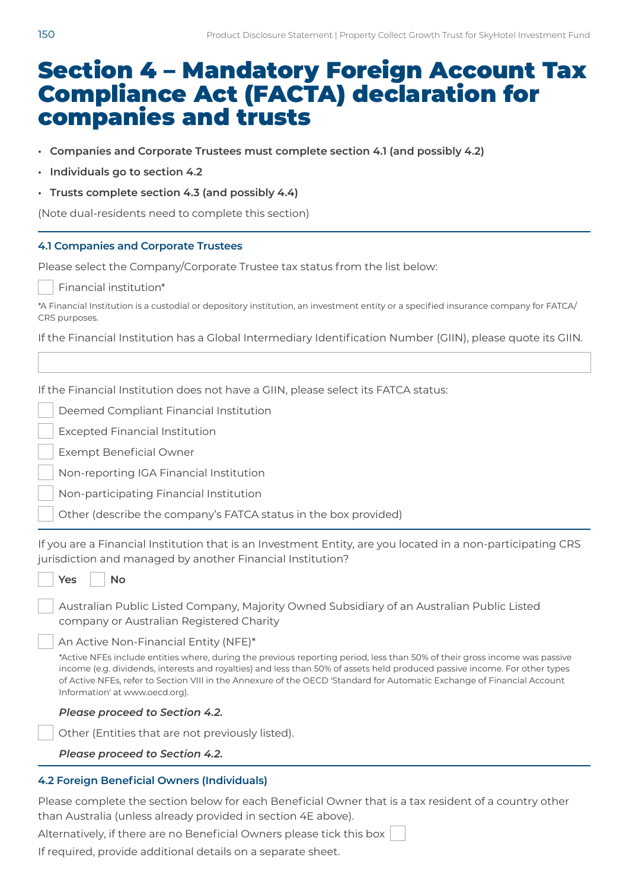# Section 4 – Mandatory Foreign Account Tax Compliance Act (FACTA) declaration for companies and trusts

- **Companies and Corporate Trustees must complete section 4.1 (and possibly 4.2)**
- **Individuals go to section 4.2**
- **Trusts complete section 4.3 (and possibly 4.4)**

(Note dual-residents need to complete this section)

### 4.1 Companies and Corporate Trustees

Please select the Company/Corporate Trustee tax status from the list below:

☐ Financial institution*

*A Financial Institution is a custodial or depository institution, an investment entity or a specified insurance company for FATCA/CRS purposes.

If the Financial Institution has a Global Intermediary Identification Number (GIIN), please quote its GIIN.

______________________________

If the Financial Institution does not have a GIIN, please select its FATCA status:

☐ Deemed Compliant Financial Institution

☐ Excepted Financial Institution

☐ Exempt Beneficial Owner

☐ Non-reporting IGA Financial Institution

☐ Non-participating Financial Institution

☐ Other (describe the company's FATCA status in the box provided)

If you are a Financial Institution that is an Investment Entity, are you located in a non-participating CRS jurisdiction and managed by another Financial Institution?

☐ **Yes** ☐ **No**

☐ Australian Public Listed Company, Majority Owned Subsidiary of an Australian Public Listed company or Australian Registered Charity

☐ An Active Non-Financial Entity (NFE)*

*Active NFEs include entities where, during the previous reporting period, less than 50% of their gross income was passive income (e.g. dividends, interests and royalties) and less than 50% of assets held produced passive income. For other types of Active NFEs, refer to Section VIII in the Annexure of the OECD 'Standard for Automatic Exchange of Financial Account Information' at www.oecd.org).

***Please proceed to Section 4.2.***

☐ Other (Entities that are not previously listed).

***Please proceed to Section 4.2.***

### 4.2 Foreign Beneficial Owners (Individuals)

Please complete the section below for each Beneficial Owner that is a tax resident of a country other than Australia (unless already provided in section 4E above).

Alternatively, if there are no Beneficial Owners please tick this box ☐

If required, provide additional details on a separate sheet.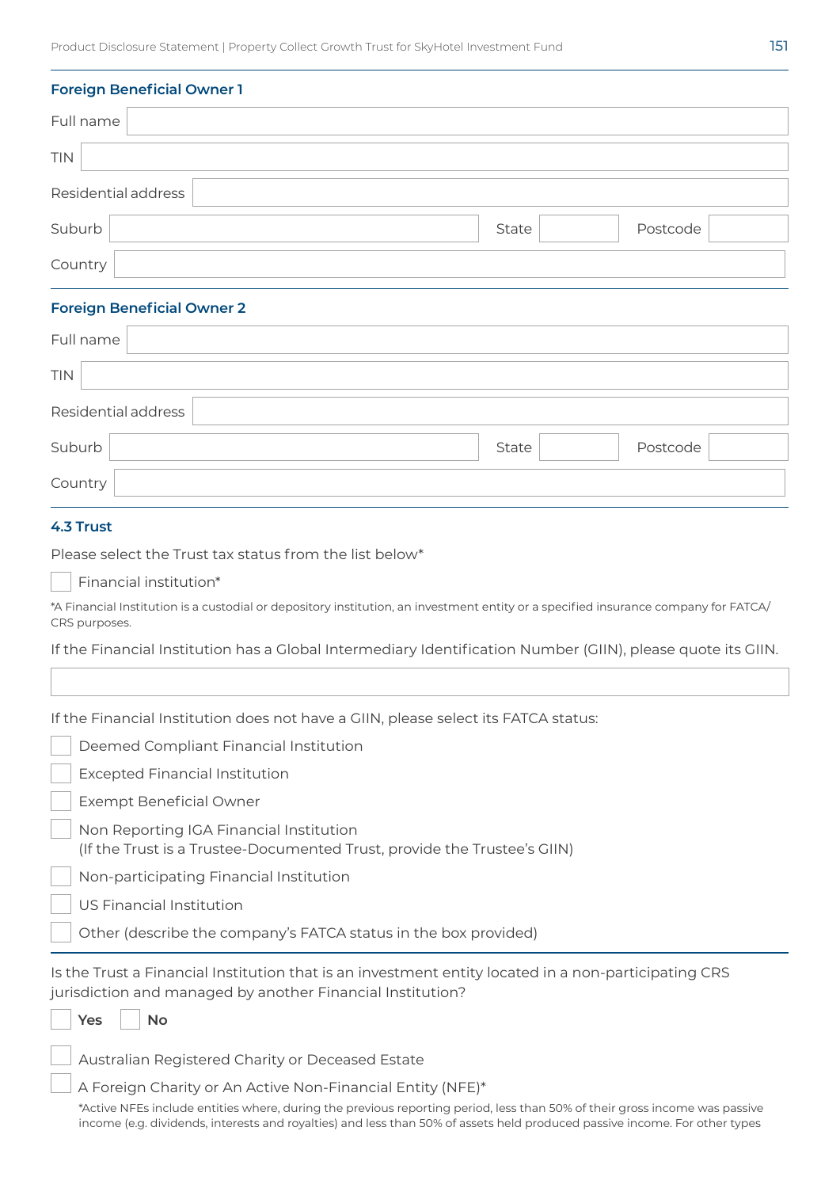### Foreign Beneficial Owner 1

Full name

TIN

Residential address

Suburb | State | Postcode

Country

### Foreign Beneficial Owner 2

Full name

TIN

Residential address

Suburb | State | Postcode

Country

### 4.3 Trust

Please select the Trust tax status from the list below*

☐ Financial institution*

*A Financial Institution is a custodial or depository institution, an investment entity or a specified insurance company for FATCA/CRS purposes.

If the Financial Institution has a Global Intermediary Identification Number (GIIN), please quote its GIIN.

If the Financial Institution does not have a GIIN, please select its FATCA status:

☐ Deemed Compliant Financial Institution

☐ Excepted Financial Institution

☐ Exempt Beneficial Owner

☐ Non Reporting IGA Financial Institution
(If the Trust is a Trustee-Documented Trust, provide the Trustee's GIIN)

☐ Non-participating Financial Institution

☐ US Financial Institution

☐ Other (describe the company's FATCA status in the box provided)

Is the Trust a Financial Institution that is an investment entity located in a non-participating CRS jurisdiction and managed by another Financial Institution?

☐ **Yes** ☐ **No**

☐ Australian Registered Charity or Deceased Estate

☐ A Foreign Charity or An Active Non-Financial Entity (NFE)*

*Active NFEs include entities where, during the previous reporting period, less than 50% of their gross income was passive income (e.g. dividends, interests and royalties) and less than 50% of assets held produced passive income. For other types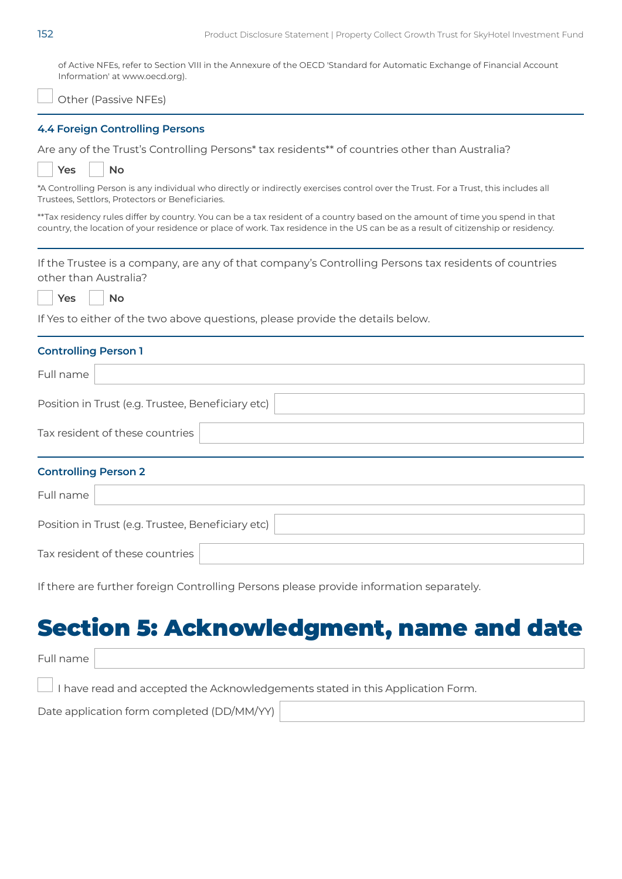of Active NFEs, refer to Section VIII in the Annexure of the OECD 'Standard for Automatic Exchange of Financial Account Information' at www.oecd.org).

☐ Other (Passive NFEs)

### 4.4 Foreign Controlling Persons

Are any of the Trust's Controlling Persons* tax residents** of countries other than Australia?

☐ **Yes** ☐ **No**

*A Controlling Person is any individual who directly or indirectly exercises control over the Trust. For a Trust, this includes all Trustees, Settlors, Protectors or Beneficiaries.

**Tax residency rules differ by country. You can be a tax resident of a country based on the amount of time you spend in that country, the location of your residence or place of work. Tax residence in the US can be as a result of citizenship or residency.

If the Trustee is a company, are any of that company's Controlling Persons tax residents of countries other than Australia?

☐ **Yes** ☐ **No**

If Yes to either of the two above questions, please provide the details below.

### Controlling Person 1

Full name

Position in Trust (e.g. Trustee, Beneficiary etc)

Tax resident of these countries

### Controlling Person 2

Full name

Position in Trust (e.g. Trustee, Beneficiary etc)

Tax resident of these countries

If there are further foreign Controlling Persons please provide information separately.

# Section 5: Acknowledgment, name and date

Full name

☐ I have read and accepted the Acknowledgements stated in this Application Form.

Date application form completed (DD/MM/YY)